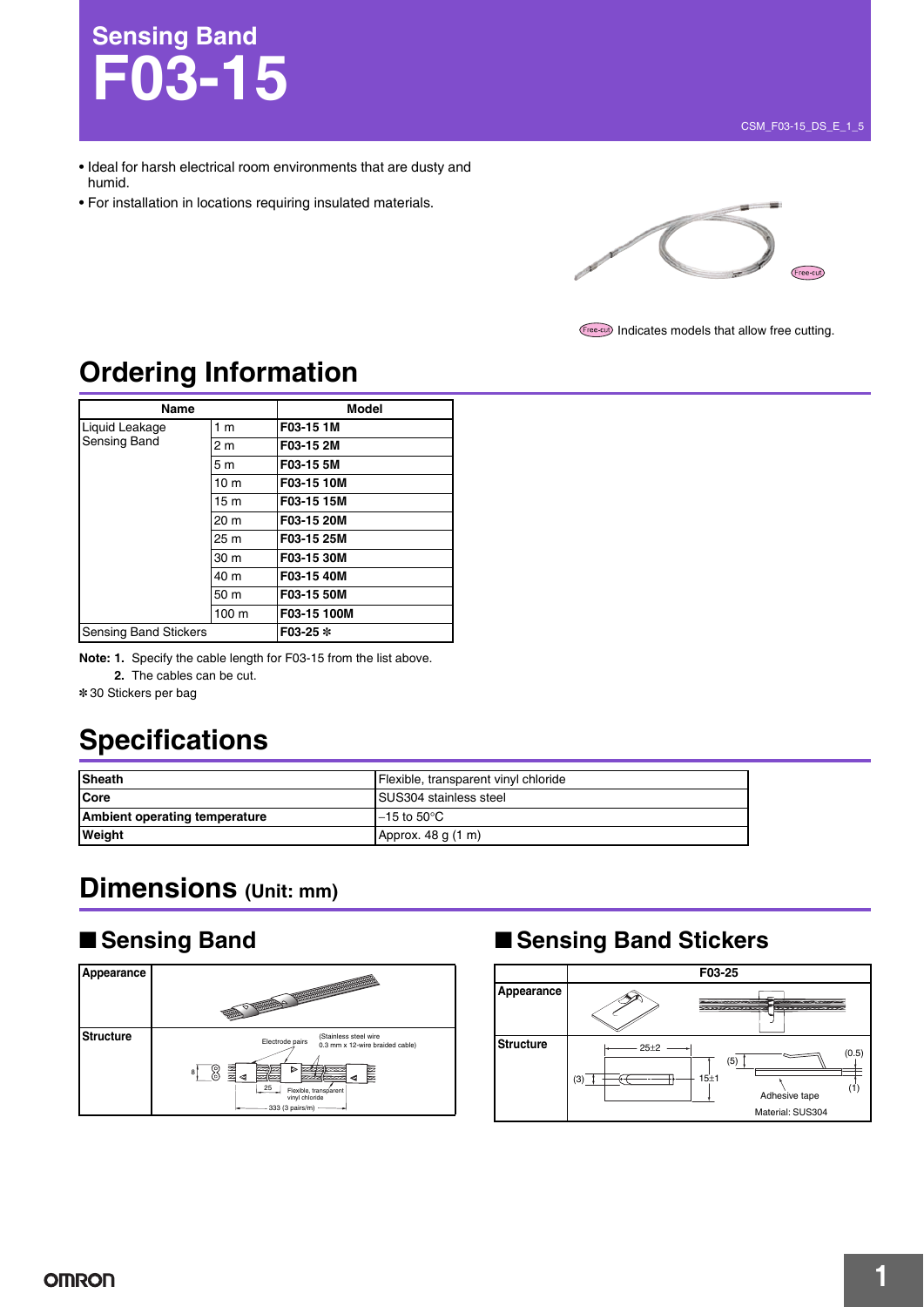# Sensing Band
# F03-15

CSM_F03-15_DS_E_1_5

- Ideal for harsh electrical room environments that are dusty and humid.
- For installation in locations requiring insulated materials.

Free-cut Indicates models that allow free cutting.

## Ordering Information

| Name | | Model |
|---|---|---|
| Liquid Leakage Sensing Band | 1 m | **F03-15 1M** |
| | 2 m | **F03-15 2M** |
| | 5 m | **F03-15 5M** |
| | 10 m | **F03-15 10M** |
| | 15 m | **F03-15 15M** |
| | 20 m | **F03-15 20M** |
| | 25 m | **F03-15 25M** |
| | 30 m | **F03-15 30M** |
| | 40 m | **F03-15 40M** |
| | 50 m | **F03-15 50M** |
| | 100 m | **F03-15 100M** |
| Sensing Band Stickers | | **F03-25** ✻ |

**Note: 1.** Specify the cable length for F03-15 from the list above.
**2.** The cables can be cut.

✻30 Stickers per bag

## Specifications

| | |
|---|---|
| **Sheath** | Flexible, transparent vinyl chloride |
| **Core** | SUS304 stainless steel |
| **Ambient operating temperature** | −15 to 50°C |
| **Weight** | Approx. 48 g (1 m) |

## Dimensions (Unit: mm)

### ■ Sensing Band

**Appearance**

**Structure**

Electrode pairs (Stainless steel wire 0.3 mm x 12-wire braided cable)

8

25

Flexible, transparent vinyl chloride

333 (3 pairs/m)

### ■ Sensing Band Stickers

F03-25

**Appearance**

**Structure**

25±2

(3)

15±1

(5)

(0.5)

(1)

Adhesive tape

Material: SUS304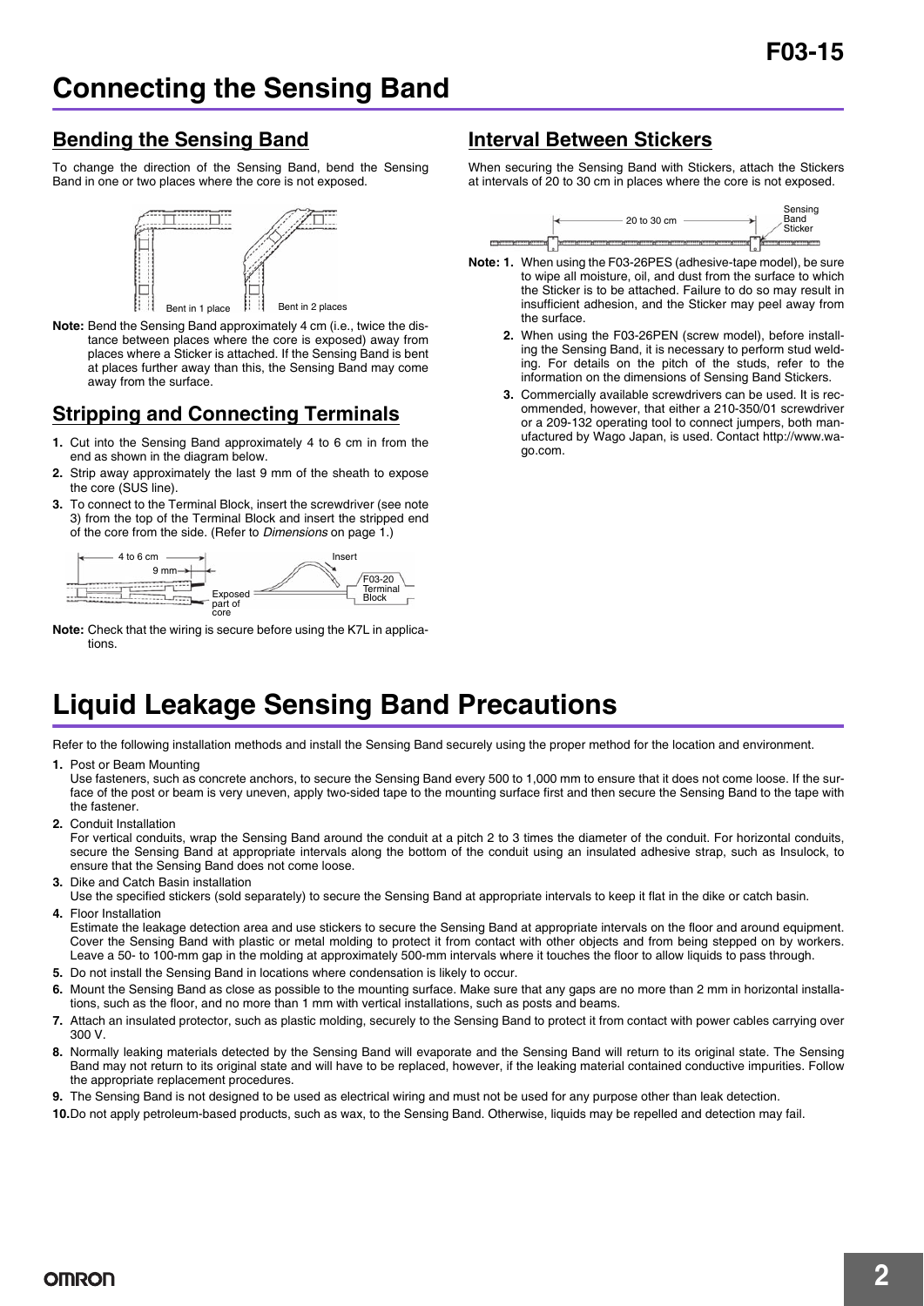# Connecting the Sensing Band

## Bending the Sensing Band

To change the direction of the Sensing Band, bend the Sensing Band in one or two places where the core is not exposed.

Bent in 1 place    Bent in 2 places

**Note:** Bend the Sensing Band approximately 4 cm (i.e., twice the distance between places where the core is exposed) away from places where a Sticker is attached. If the Sensing Band is bent at places further away than this, the Sensing Band may come away from the surface.

## Stripping and Connecting Terminals

1. Cut into the Sensing Band approximately 4 to 6 cm in from the end as shown in the diagram below.
2. Strip away approximately the last 9 mm of the sheath to expose the core (SUS line).
3. To connect to the Terminal Block, insert the screwdriver (see note 3) from the top of the Terminal Block and insert the stripped end of the core from the side. (Refer to *Dimensions* on page 1.)

4 to 6 cm, 9 mm, Exposed part of core, Insert, F03-20 Terminal Block

**Note:** Check that the wiring is secure before using the K7L in applications.

## Interval Between Stickers

When securing the Sensing Band with Stickers, attach the Stickers at intervals of 20 to 30 cm in places where the core is not exposed.

20 to 30 cm, Sensing Band Sticker

**Note: 1.** When using the F03-26PES (adhesive-tape model), be sure to wipe all moisture, oil, and dust from the surface to which the Sticker is to be attached. Failure to do so may result in insufficient adhesion, and the Sticker may peel away from the surface.

**2.** When using the F03-26PEN (screw model), before installing the Sensing Band, it is necessary to perform stud welding. For details on the pitch of the studs, refer to the information on the dimensions of Sensing Band Stickers.

**3.** Commercially available screwdrivers can be used. It is recommended, however, that either a 210-350/01 screwdriver or a 209-132 operating tool to connect jumpers, both manufactured by Wago Japan, is used. Contact http://www.wago.com.

# Liquid Leakage Sensing Band Precautions

Refer to the following installation methods and install the Sensing Band securely using the proper method for the location and environment.

1. Post or Beam Mounting
   Use fasteners, such as concrete anchors, to secure the Sensing Band every 500 to 1,000 mm to ensure that it does not come loose. If the surface of the post or beam is very uneven, apply two-sided tape to the mounting surface first and then secure the Sensing Band to the tape with the fastener.
2. Conduit Installation
   For vertical conduits, wrap the Sensing Band around the conduit at a pitch 2 to 3 times the diameter of the conduit. For horizontal conduits, secure the Sensing Band at appropriate intervals along the bottom of the conduit using an insulated adhesive strap, such as Insulock, to ensure that the Sensing Band does not come loose.
3. Dike and Catch Basin installation
   Use the specified stickers (sold separately) to secure the Sensing Band at appropriate intervals to keep it flat in the dike or catch basin.
4. Floor Installation
   Estimate the leakage detection area and use stickers to secure the Sensing Band at appropriate intervals on the floor and around equipment. Cover the Sensing Band with plastic or metal molding to protect it from contact with other objects and from being stepped on by workers. Leave a 50- to 100-mm gap in the molding at approximately 500-mm intervals where it touches the floor to allow liquids to pass through.
5. Do not install the Sensing Band in locations where condensation is likely to occur.
6. Mount the Sensing Band as close as possible to the mounting surface. Make sure that any gaps are no more than 2 mm in horizontal installations, such as the floor, and no more than 1 mm with vertical installations, such as posts and beams.
7. Attach an insulated protector, such as plastic molding, securely to the Sensing Band to protect it from contact with power cables carrying over 300 V.
8. Normally leaking materials detected by the Sensing Band will evaporate and the Sensing Band will return to its original state. The Sensing Band may not return to its original state and will have to be replaced, however, if the leaking material contained conductive impurities. Follow the appropriate replacement procedures.
9. The Sensing Band is not designed to be used as electrical wiring and must not be used for any purpose other than leak detection.
10. Do not apply petroleum-based products, such as wax, to the Sensing Band. Otherwise, liquids may be repelled and detection may fail.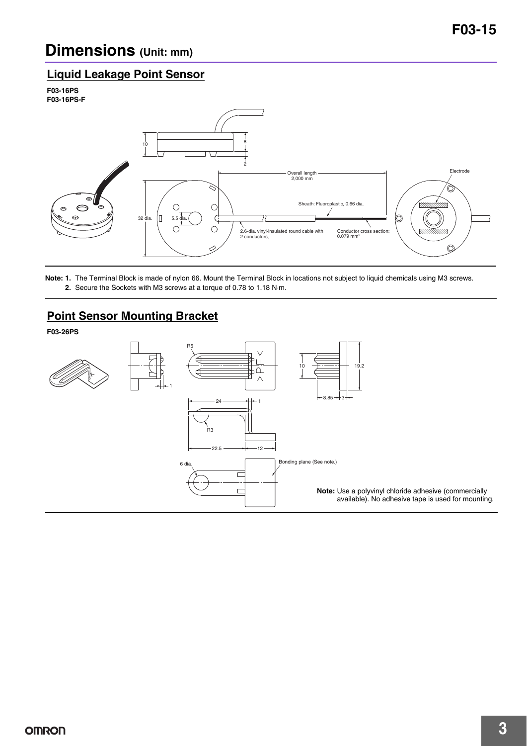# Dimensions (Unit: mm)

## Liquid Leakage Point Sensor

**F03-16PS**
**F03-16PS-F**

10
8
2
Overall length 2,000 mm
Electrode
Sheath: Fluoroplastic, 0.66 dia.
32 dia.
5.5 dia.
2.6-dia. vinyl-insulated round cable with 2 conductors,
Conductor cross section: 0.079 mm$^2$

**Note: 1.** The Terminal Block is made of nylon 66. Mount the Terminal Block in locations not subject to liquid chemicals using M3 screws.
**2.** Secure the Sockets with M3 screws at a torque of 0.78 to 1.18 N·m.

## Point Sensor Mounting Bracket

**F03-26PS**

1
R5
10
19.2
8.85
3
24
1
R3
22.5
12
6 dia.
Bonding plane (See note.)

**Note:** Use a polyvinyl chloride adhesive (commercially available). No adhesive tape is used for mounting.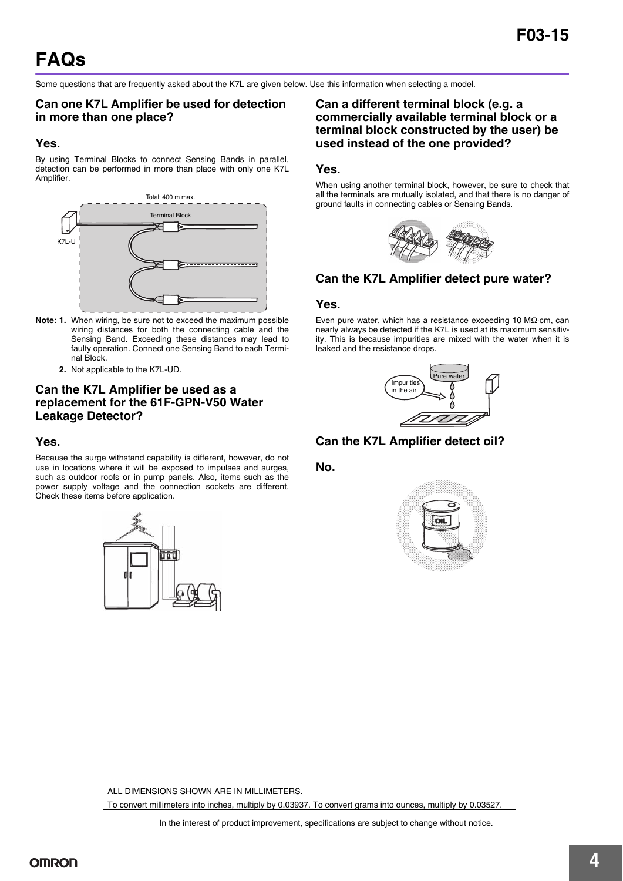# FAQs

Some questions that are frequently asked about the K7L are given below. Use this information when selecting a model.

### Can one K7L Amplifier be used for detection in more than one place?

### Yes.

By using Terminal Blocks to connect Sensing Bands in parallel, detection can be performed in more than place with only one K7L Amplifier.

**Note: 1.** When wiring, be sure not to exceed the maximum possible wiring distances for both the connecting cable and the Sensing Band. Exceeding these distances may lead to faulty operation. Connect one Sensing Band to each Terminal Block.

**2.** Not applicable to the K7L-UD.

### Can the K7L Amplifier be used as a replacement for the 61F-GPN-V50 Water Leakage Detector?

### Yes.

Because the surge withstand capability is different, however, do not use in locations where it will be exposed to impulses and surges, such as outdoor roofs or in pump panels. Also, items such as the power supply voltage and the connection sockets are different. Check these items before application.

### Can a different terminal block (e.g. a commercially available terminal block or a terminal block constructed by the user) be used instead of the one provided?

### Yes.

When using another terminal block, however, be sure to check that all the terminals are mutually isolated, and that there is no danger of ground faults in connecting cables or Sensing Bands.

### Can the K7L Amplifier detect pure water?

### Yes.

Even pure water, which has a resistance exceeding 10 MΩ·cm, can nearly always be detected if the K7L is used at its maximum sensitivity. This is because impurities are mixed with the water when it is leaked and the resistance drops.

### Can the K7L Amplifier detect oil?

### No.

ALL DIMENSIONS SHOWN ARE IN MILLIMETERS.

To convert millimeters into inches, multiply by 0.03937. To convert grams into ounces, multiply by 0.03527.

In the interest of product improvement, specifications are subject to change without notice.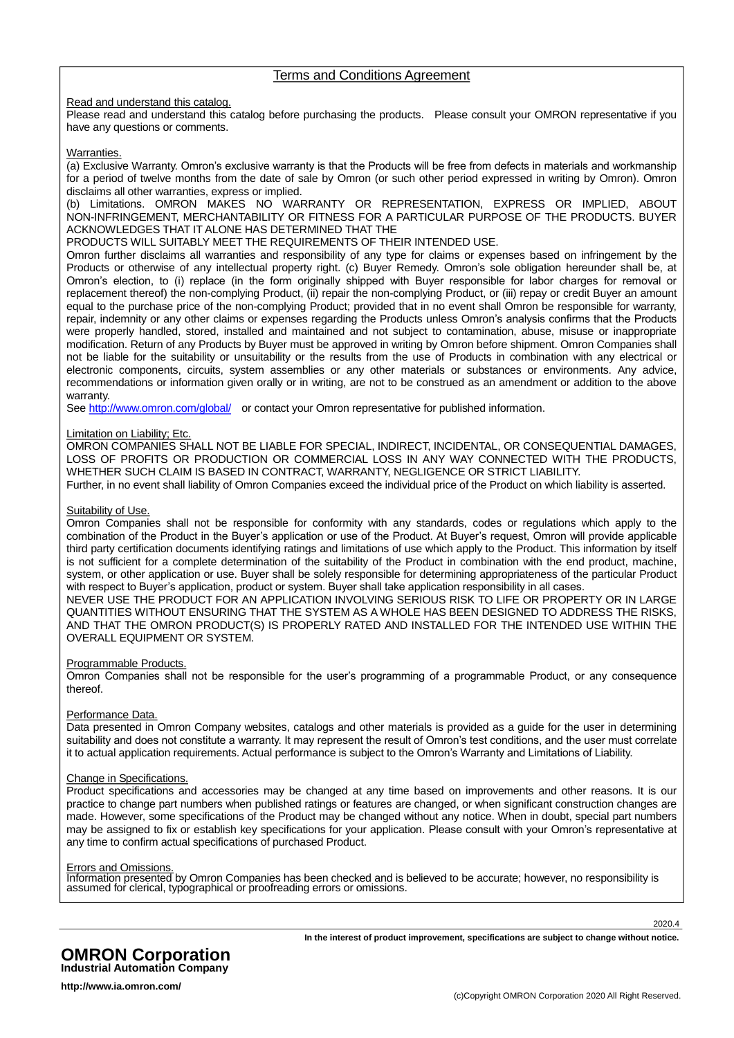# Terms and Conditions Agreement

Read and understand this catalog.

Please read and understand this catalog before purchasing the products. Please consult your OMRON representative if you have any questions or comments.

Warranties.

(a) Exclusive Warranty. Omron's exclusive warranty is that the Products will be free from defects in materials and workmanship for a period of twelve months from the date of sale by Omron (or such other period expressed in writing by Omron). Omron disclaims all other warranties, express or implied.

(b) Limitations. OMRON MAKES NO WARRANTY OR REPRESENTATION, EXPRESS OR IMPLIED, ABOUT NON-INFRINGEMENT, MERCHANTABILITY OR FITNESS FOR A PARTICULAR PURPOSE OF THE PRODUCTS. BUYER ACKNOWLEDGES THAT IT ALONE HAS DETERMINED THAT THE PRODUCTS WILL SUITABLY MEET THE REQUIREMENTS OF THEIR INTENDED USE.

Omron further disclaims all warranties and responsibility of any type for claims or expenses based on infringement by the Products or otherwise of any intellectual property right. (c) Buyer Remedy. Omron's sole obligation hereunder shall be, at Omron's election, to (i) replace (in the form originally shipped with Buyer responsible for labor charges for removal or replacement thereof) the non-complying Product, (ii) repair the non-complying Product, or (iii) repay or credit Buyer an amount equal to the purchase price of the non-complying Product; provided that in no event shall Omron be responsible for warranty, repair, indemnity or any other claims or expenses regarding the Products unless Omron's analysis confirms that the Products were properly handled, stored, installed and maintained and not subject to contamination, abuse, misuse or inappropriate modification. Return of any Products by Buyer must be approved in writing by Omron before shipment. Omron Companies shall not be liable for the suitability or unsuitability or the results from the use of Products in combination with any electrical or electronic components, circuits, system assemblies or any other materials or substances or environments. Any advice, recommendations or information given orally or in writing, are not to be construed as an amendment or addition to the above warranty.

See http://www.omron.com/global/ or contact your Omron representative for published information.

Limitation on Liability; Etc.

OMRON COMPANIES SHALL NOT BE LIABLE FOR SPECIAL, INDIRECT, INCIDENTAL, OR CONSEQUENTIAL DAMAGES, LOSS OF PROFITS OR PRODUCTION OR COMMERCIAL LOSS IN ANY WAY CONNECTED WITH THE PRODUCTS, WHETHER SUCH CLAIM IS BASED IN CONTRACT, WARRANTY, NEGLIGENCE OR STRICT LIABILITY.

Further, in no event shall liability of Omron Companies exceed the individual price of the Product on which liability is asserted.

Suitability of Use.

Omron Companies shall not be responsible for conformity with any standards, codes or regulations which apply to the combination of the Product in the Buyer's application or use of the Product. At Buyer's request, Omron will provide applicable third party certification documents identifying ratings and limitations of use which apply to the Product. This information by itself is not sufficient for a complete determination of the suitability of the Product in combination with the end product, machine, system, or other application or use. Buyer shall be solely responsible for determining appropriateness of the particular Product with respect to Buyer's application, product or system. Buyer shall take application responsibility in all cases.

NEVER USE THE PRODUCT FOR AN APPLICATION INVOLVING SERIOUS RISK TO LIFE OR PROPERTY OR IN LARGE QUANTITIES WITHOUT ENSURING THAT THE SYSTEM AS A WHOLE HAS BEEN DESIGNED TO ADDRESS THE RISKS, AND THAT THE OMRON PRODUCT(S) IS PROPERLY RATED AND INSTALLED FOR THE INTENDED USE WITHIN THE OVERALL EQUIPMENT OR SYSTEM.

Programmable Products.

Omron Companies shall not be responsible for the user's programming of a programmable Product, or any consequence thereof.

Performance Data.

Data presented in Omron Company websites, catalogs and other materials is provided as a guide for the user in determining suitability and does not constitute a warranty. It may represent the result of Omron's test conditions, and the user must correlate it to actual application requirements. Actual performance is subject to the Omron's Warranty and Limitations of Liability.

Change in Specifications.

Product specifications and accessories may be changed at any time based on improvements and other reasons. It is our practice to change part numbers when published ratings or features are changed, or when significant construction changes are made. However, some specifications of the Product may be changed without any notice. When in doubt, special part numbers may be assigned to fix or establish key specifications for your application. Please consult with your Omron's representative at any time to confirm actual specifications of purchased Product.

Errors and Omissions.

Information presented by Omron Companies has been checked and is believed to be accurate; however, no responsibility is assumed for clerical, typographical or proofreading errors or omissions.

2020.4

**In the interest of product improvement, specifications are subject to change without notice.**

**OMRON Corporation**
**Industrial Automation Company**

**http://www.ia.omron.com/**

(c)Copyright OMRON Corporation 2020 All Right Reserved.